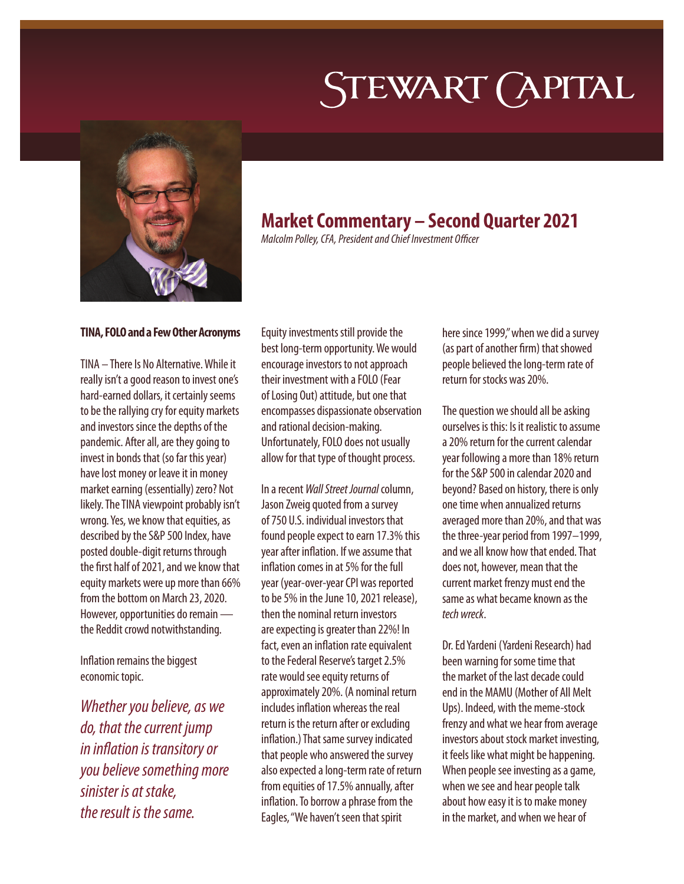# Stewart Capital

## Market Commentary – Second Quarter 2021

*Malcolm Polley, CFA, President and Chief Investment Officer*

**TINA, FOLO and a Few Other Acronyms**

TINA – There Is No Alternative. While it really isn't a good reason to invest one's hard-earned dollars, it certainly seems to be the rallying cry for equity markets and investors since the depths of the pandemic. After all, are they going to invest in bonds that (so far this year) have lost money or leave it in money market earning (essentially) zero? Not likely. The TINA viewpoint probably isn't wrong. Yes, we know that equities, as described by the S&P 500 Index, have posted double-digit returns through the first half of 2021, and we know that equity markets were up more than 66% from the bottom on March 23, 2020. However, opportunities do remain — the Reddit crowd notwithstanding.

Inflation remains the biggest economic topic.

*Whether you believe, as we do, that the current jump in inflation is transitory or you believe something more sinister is at stake, the result is the same.*

Equity investments still provide the best long-term opportunity. We would encourage investors to not approach their investment with a FOLO (Fear of Losing Out) attitude, but one that encompasses dispassionate observation and rational decision-making. Unfortunately, FOLO does not usually allow for that type of thought process.

In a recent *Wall Street Journal* column, Jason Zweig quoted from a survey of 750 U.S. individual investors that found people expect to earn 17.3% this year after inflation. If we assume that inflation comes in at 5% for the full year (year-over-year CPI was reported to be 5% in the June 10, 2021 release), then the nominal return investors are expecting is greater than 22%! In fact, even an inflation rate equivalent to the Federal Reserve's target 2.5% rate would see equity returns of approximately 20%. (A nominal return includes inflation whereas the real return is the return after or excluding inflation.) That same survey indicated that people who answered the survey also expected a long-term rate of return from equities of 17.5% annually, after inflation. To borrow a phrase from the Eagles, "We haven't seen that spirit here since 1999," when we did a survey (as part of another firm) that showed people believed the long-term rate of return for stocks was 20%.

The question we should all be asking ourselves is this: Is it realistic to assume a 20% return for the current calendar year following a more than 18% return for the S&P 500 in calendar 2020 and beyond? Based on history, there is only one time when annualized returns averaged more than 20%, and that was the three-year period from 1997–1999, and we all know how that ended. That does not, however, mean that the current market frenzy must end the same as what became known as the *tech wreck*.

Dr. Ed Yardeni (Yardeni Research) had been warning for some time that the market of the last decade could end in the MAMU (Mother of All Melt Ups). Indeed, with the meme-stock frenzy and what we hear from average investors about stock market investing, it feels like what might be happening. When people see investing as a game, when we see and hear people talk about how easy it is to make money in the market, and when we hear of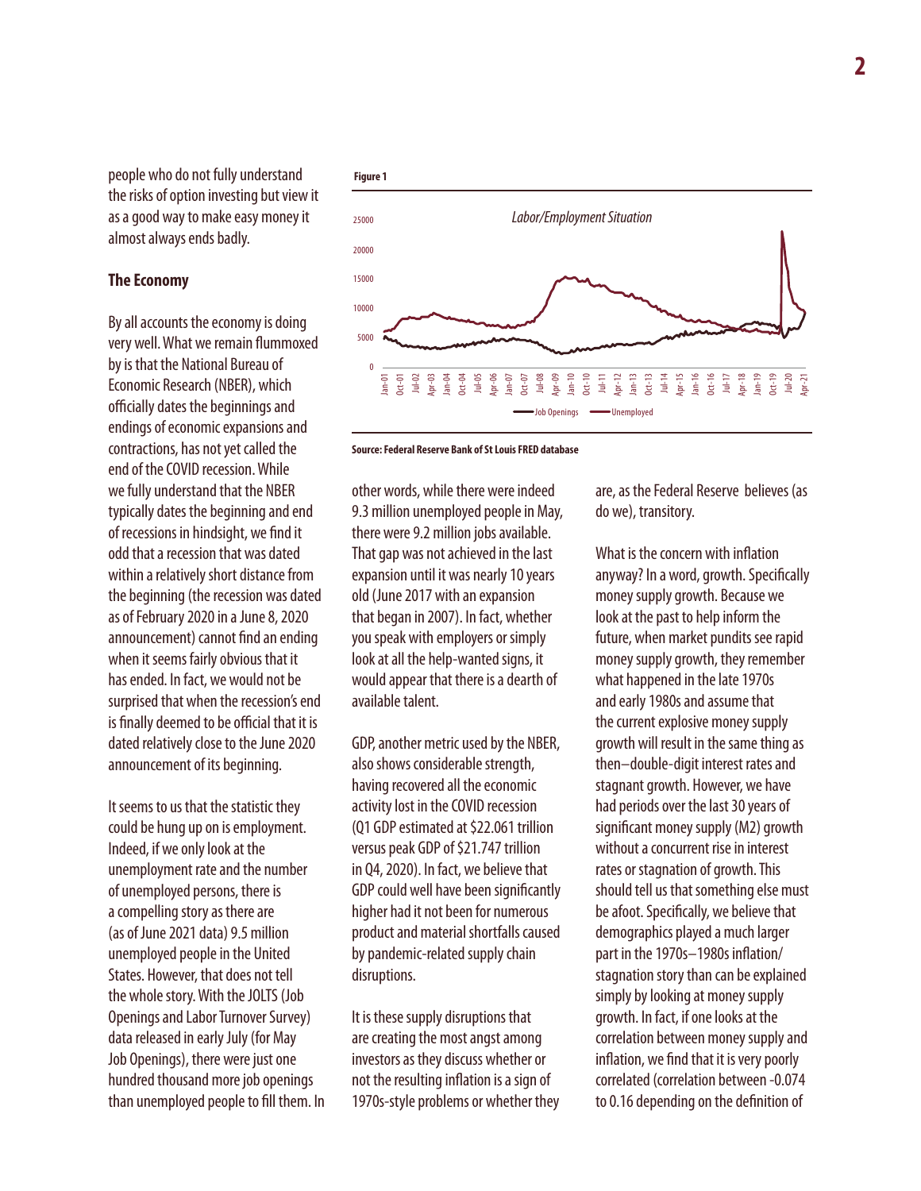people who do not fully understand the risks of option investing but view it as a good way to make easy money it almost always ends badly.

**The Economy**

By all accounts the economy is doing very well. What we remain flummoxed by is that the National Bureau of Economic Research (NBER), which officially dates the beginnings and endings of economic expansions and contractions, has not yet called the end of the COVID recession. While we fully understand that the NBER typically dates the beginning and end of recessions in hindsight, we find it odd that a recession that was dated within a relatively short distance from the beginning (the recession was dated as of February 2020 in a June 8, 2020 announcement) cannot find an ending when it seems fairly obvious that it has ended. In fact, we would not be surprised that when the recession's end is finally deemed to be official that it is dated relatively close to the June 2020 announcement of its beginning.

It seems to us that the statistic they could be hung up on is employment. Indeed, if we only look at the unemployment rate and the number of unemployed persons, there is a compelling story as there are (as of June 2021 data) 9.5 million unemployed people in the United States. However, that does not tell the whole story. With the JOLTS (Job Openings and Labor Turnover Survey) data released in early July (for May Job Openings), there were just one hundred thousand more job openings than unemployed people to fill them. In other words, while there were indeed 9.3 million unemployed people in May, there were 9.2 million jobs available. That gap was not achieved in the last expansion until it was nearly 10 years old (June 2017 with an expansion that began in 2007). In fact, whether you speak with employers or simply look at all the help-wanted signs, it would appear that there is a dearth of available talent.

**Figure 1**

*Labor/Employment Situation*

Legend: Job Openings, Unemployed

**Source: Federal Reserve Bank of St Louis FRED database**

GDP, another metric used by the NBER, also shows considerable strength, having recovered all the economic activity lost in the COVID recession (Q1 GDP estimated at \$22.061 trillion versus peak GDP of \$21.747 trillion in Q4, 2020). In fact, we believe that GDP could well have been significantly higher had it not been for numerous product and material shortfalls caused by pandemic-related supply chain disruptions.

It is these supply disruptions that are creating the most angst among investors as they discuss whether or not the resulting inflation is a sign of 1970s-style problems or whether they are, as the Federal Reserve believes (as do we), transitory.

What is the concern with inflation anyway? In a word, growth. Specifically money supply growth. Because we look at the past to help inform the future, when market pundits see rapid money supply growth, they remember what happened in the late 1970s and early 1980s and assume that the current explosive money supply growth will result in the same thing as then–double-digit interest rates and stagnant growth. However, we have had periods over the last 30 years of significant money supply (M2) growth without a concurrent rise in interest rates or stagnation of growth. This should tell us that something else must be afoot. Specifically, we believe that demographics played a much larger part in the 1970s–1980s inflation/stagnation story than can be explained simply by looking at money supply growth. In fact, if one looks at the correlation between money supply and inflation, we find that it is very poorly correlated (correlation between -0.074 to 0.16 depending on the definition of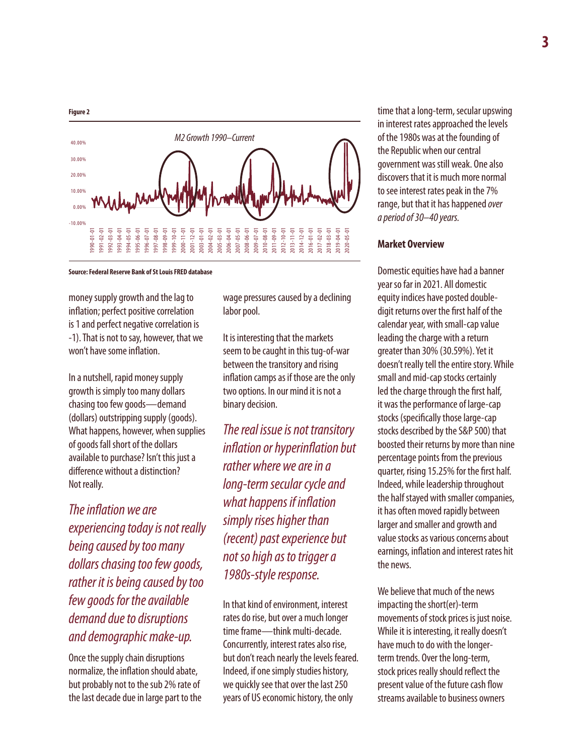**Figure 2**

*M2 Growth 1990–Current*

Source: Federal Reserve Bank of St Louis FRED database

money supply growth and the lag to inflation; perfect positive correlation is 1 and perfect negative correlation is -1). That is not to say, however, that we won't have some inflation.

In a nutshell, rapid money supply growth is simply too many dollars chasing too few goods—demand (dollars) outstripping supply (goods). What happens, however, when supplies of goods fall short of the dollars available to purchase? Isn't this just a difference without a distinction? Not really.

*The inflation we are experiencing today is not really being caused by too many dollars chasing too few goods, rather it is being caused by too few goods for the available demand due to disruptions and demographic make-up.*

Once the supply chain disruptions normalize, the inflation should abate, but probably not to the sub 2% rate of the last decade due in large part to the wage pressures caused by a declining labor pool.

It is interesting that the markets seem to be caught in this tug-of-war between the transitory and rising inflation camps as if those are the only two options. In our mind it is not a binary decision.

*The real issue is not transitory inflation or hyperinflation but rather where we are in a long-term secular cycle and what happens if inflation simply rises higher than (recent) past experience but not so high as to trigger a 1980s-style response.*

In that kind of environment, interest rates do rise, but over a much longer time frame—think multi-decade. Concurrently, interest rates also rise, but don't reach nearly the levels feared. Indeed, if one simply studies history, we quickly see that over the last 250 years of US economic history, the only time that a long-term, secular upswing in interest rates approached the levels of the 1980s was at the founding of the Republic when our central government was still weak. One also discovers that it is much more normal to see interest rates peak in the 7% range, but that it has happened *over a period of 30–40 years.*

## Market Overview

Domestic equities have had a banner year so far in 2021. All domestic equity indices have posted double-digit returns over the first half of the calendar year, with small-cap value leading the charge with a return greater than 30% (30.59%). Yet it doesn't really tell the entire story. While small and mid-cap stocks certainly led the charge through the first half, it was the performance of large-cap stocks (specifically those large-cap stocks described by the S&P 500) that boosted their returns by more than nine percentage points from the previous quarter, rising 15.25% for the first half. Indeed, while leadership throughout the half stayed with smaller companies, it has often moved rapidly between larger and smaller and growth and value stocks as various concerns about earnings, inflation and interest rates hit the news.

We believe that much of the news impacting the short(er)-term movements of stock prices is just noise. While it is interesting, it really doesn't have much to do with the longer-term trends. Over the long-term, stock prices really should reflect the present value of the future cash flow streams available to business owners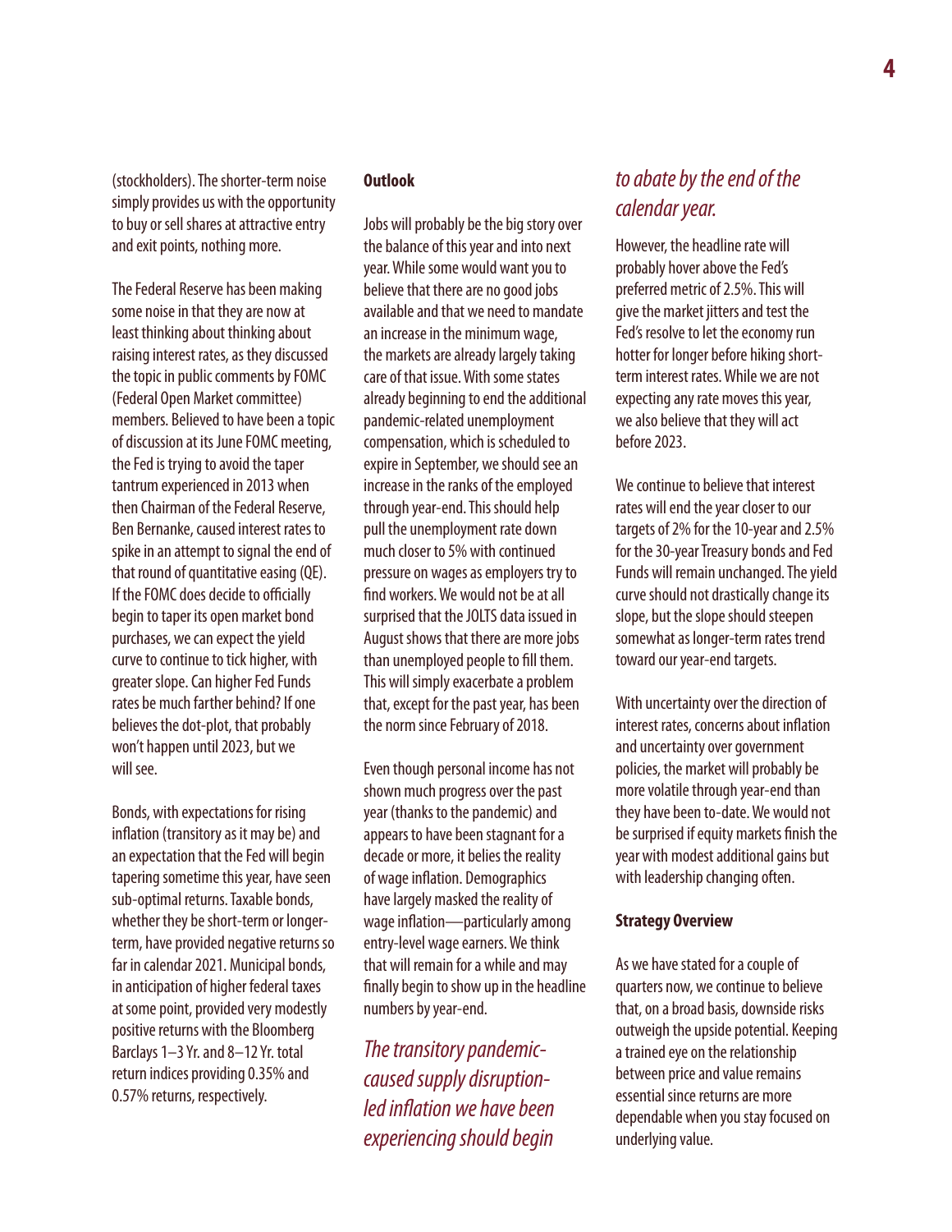(stockholders). The shorter-term noise simply provides us with the opportunity to buy or sell shares at attractive entry and exit points, nothing more.

The Federal Reserve has been making some noise in that they are now at least thinking about thinking about raising interest rates, as they discussed the topic in public comments by FOMC (Federal Open Market committee) members. Believed to have been a topic of discussion at its June FOMC meeting, the Fed is trying to avoid the taper tantrum experienced in 2013 when then Chairman of the Federal Reserve, Ben Bernanke, caused interest rates to spike in an attempt to signal the end of that round of quantitative easing (QE). If the FOMC does decide to officially begin to taper its open market bond purchases, we can expect the yield curve to continue to tick higher, with greater slope. Can higher Fed Funds rates be much farther behind? If one believes the dot-plot, that probably won't happen until 2023, but we will see.

Bonds, with expectations for rising inflation (transitory as it may be) and an expectation that the Fed will begin tapering sometime this year, have seen sub-optimal returns. Taxable bonds, whether they be short-term or longer-term, have provided negative returns so far in calendar 2021. Municipal bonds, in anticipation of higher federal taxes at some point, provided very modestly positive returns with the Bloomberg Barclays 1–3 Yr. and 8–12 Yr. total return indices providing 0.35% and 0.57% returns, respectively.

**Outlook**

Jobs will probably be the big story over the balance of this year and into next year. While some would want you to believe that there are no good jobs available and that we need to mandate an increase in the minimum wage, the markets are already largely taking care of that issue. With some states already beginning to end the additional pandemic-related unemployment compensation, which is scheduled to expire in September, we should see an increase in the ranks of the employed through year-end. This should help pull the unemployment rate down much closer to 5% with continued pressure on wages as employers try to find workers. We would not be at all surprised that the JOLTS data issued in August shows that there are more jobs than unemployed people to fill them. This will simply exacerbate a problem that, except for the past year, has been the norm since February of 2018.

Even though personal income has not shown much progress over the past year (thanks to the pandemic) and appears to have been stagnant for a decade or more, it belies the reality of wage inflation. Demographics have largely masked the reality of wage inflation—particularly among entry-level wage earners. We think that will remain for a while and may finally begin to show up in the headline numbers by year-end.

*The transitory pandemic-caused supply disruption-led inflation we have been experiencing should begin to abate by the end of the calendar year.*

However, the headline rate will probably hover above the Fed's preferred metric of 2.5%. This will give the market jitters and test the Fed's resolve to let the economy run hotter for longer before hiking short-term interest rates. While we are not expecting any rate moves this year, we also believe that they will act before 2023.

We continue to believe that interest rates will end the year closer to our targets of 2% for the 10-year and 2.5% for the 30-year Treasury bonds and Fed Funds will remain unchanged. The yield curve should not drastically change its slope, but the slope should steepen somewhat as longer-term rates trend toward our year-end targets.

With uncertainty over the direction of interest rates, concerns about inflation and uncertainty over government policies, the market will probably be more volatile through year-end than they have been to-date. We would not be surprised if equity markets finish the year with modest additional gains but with leadership changing often.

**Strategy Overview**

As we have stated for a couple of quarters now, we continue to believe that, on a broad basis, downside risks outweigh the upside potential. Keeping a trained eye on the relationship between price and value remains essential since returns are more dependable when you stay focused on underlying value.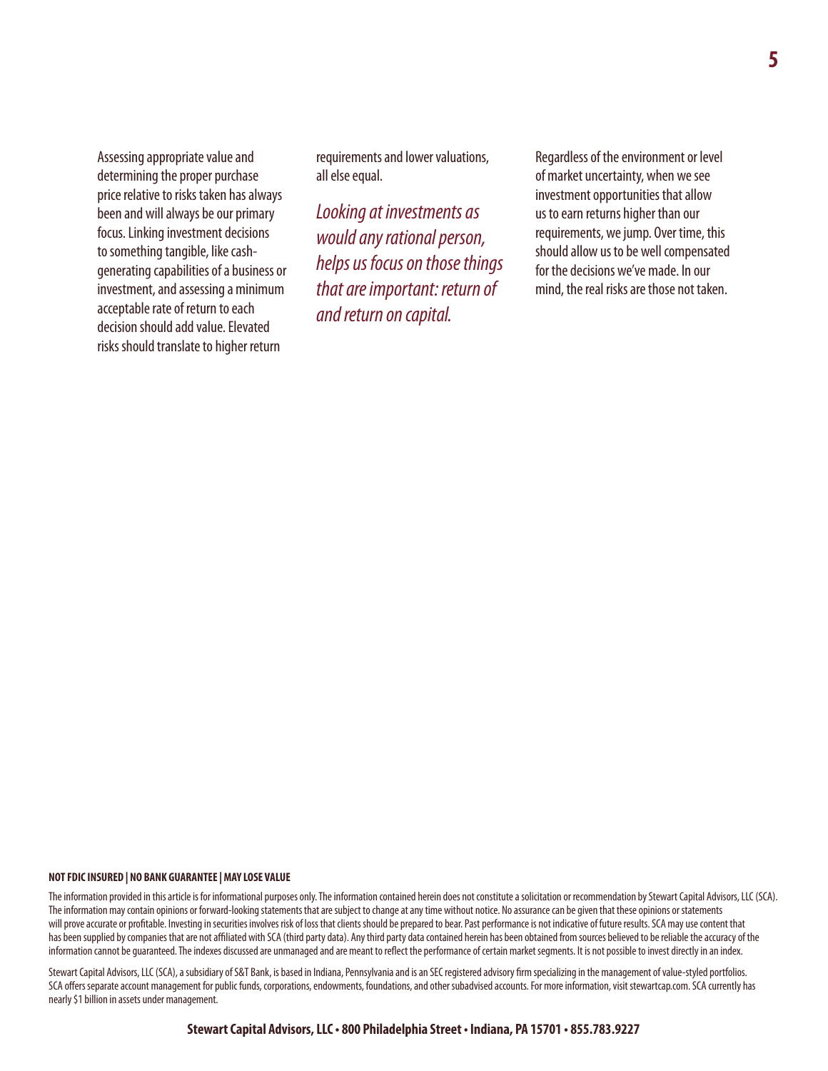Assessing appropriate value and determining the proper purchase price relative to risks taken has always been and will always be our primary focus. Linking investment decisions to something tangible, like cash-generating capabilities of a business or investment, and assessing a minimum acceptable rate of return to each decision should add value. Elevated risks should translate to higher return requirements and lower valuations, all else equal.

*Looking at investments as would any rational person, helps us focus on those things that are important: return of and return on capital.*

Regardless of the environment or level of market uncertainty, when we see investment opportunities that allow us to earn returns higher than our requirements, we jump. Over time, this should allow us to be well compensated for the decisions we've made. In our mind, the real risks are those not taken.

**NOT FDIC INSURED | NO BANK GUARANTEE | MAY LOSE VALUE**

The information provided in this article is for informational purposes only. The information contained herein does not constitute a solicitation or recommendation by Stewart Capital Advisors, LLC (SCA). The information may contain opinions or forward-looking statements that are subject to change at any time without notice. No assurance can be given that these opinions or statements will prove accurate or profitable. Investing in securities involves risk of loss that clients should be prepared to bear. Past performance is not indicative of future results. SCA may use content that has been supplied by companies that are not affiliated with SCA (third party data). Any third party data contained herein has been obtained from sources believed to be reliable the accuracy of the information cannot be guaranteed. The indexes discussed are unmanaged and are meant to reflect the performance of certain market segments. It is not possible to invest directly in an index.

Stewart Capital Advisors, LLC (SCA), a subsidiary of S&T Bank, is based in Indiana, Pennsylvania and is an SEC registered advisory firm specializing in the management of value-styled portfolios. SCA offers separate account management for public funds, corporations, endowments, foundations, and other subadvised accounts. For more information, visit stewartcap.com. SCA currently has nearly $1 billion in assets under management.

**Stewart Capital Advisors, LLC • 800 Philadelphia Street • Indiana, PA 15701 • 855.783.9227**